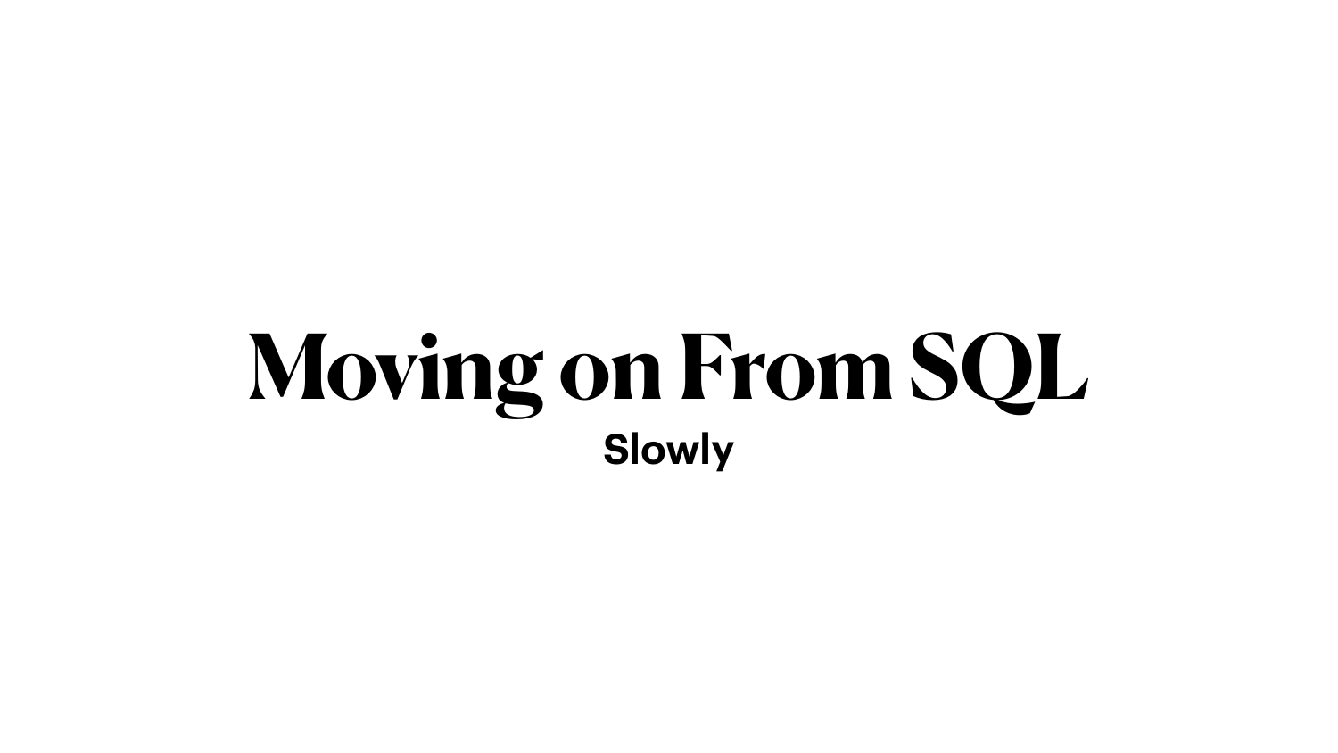# Moving on From SQL

**Slowly**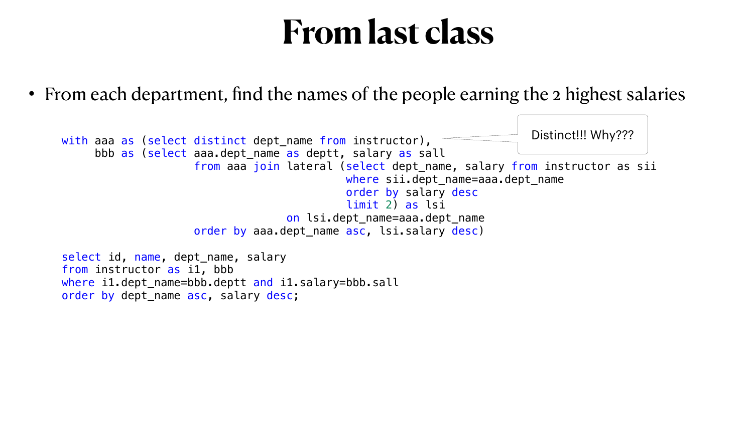# From last class

- From each department, find the names of the people earning the 2 highest salaries

```
with aaa as (select distinct dept_name from instructor),
     bbb as (select aaa.dept_name as deptt, salary as sall
                  from aaa join lateral (select dept_name, salary from instructor as sii
                                              where sii.dept_name=aaa.dept_name
                                              order by salary desc
                                              limit 2) as lsi
                                     on lsi.dept_name=aaa.dept_name
                  order by aaa.dept_name asc, lsi.salary desc)

select id, name, dept_name, salary
from instructor as i1, bbb
where i1.dept_name=bbb.deptt and i1.salary=bbb.sall
order by dept_name asc, salary desc;
```

Distinct!!! Why???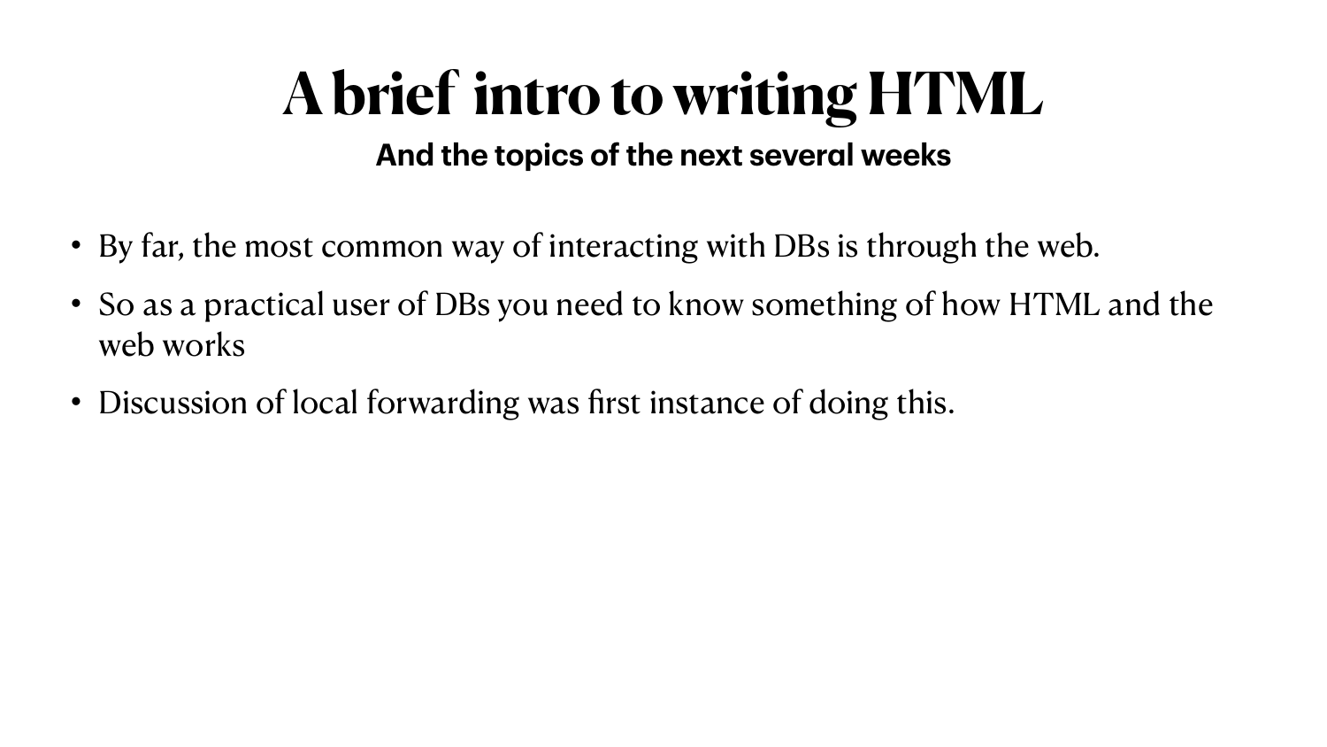# A brief intro to writing HTML

**And the topics of the next several weeks**

- By far, the most common way of interacting with DBs is through the web.
- So as a practical user of DBs you need to know something of how HTML and the web works
- Discussion of local forwarding was first instance of doing this.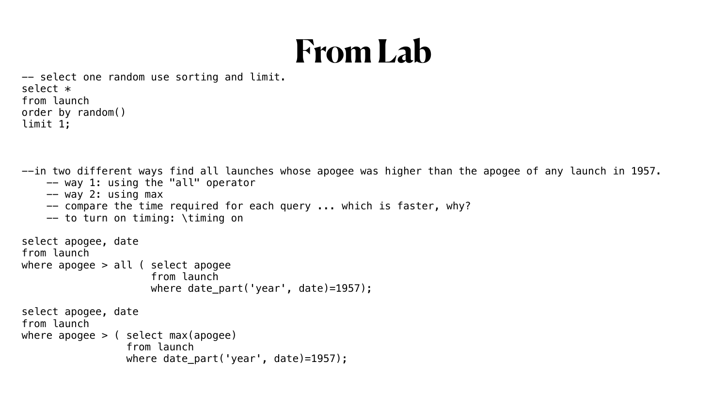# From Lab

```
-- select one random use sorting and limit.
select *
from launch
order by random()
limit 1;



--in two different ways find all launches whose apogee was higher than the apogee of any launch in 1957.
    -- way 1: using the "all" operator
    -- way 2: using max
    -- compare the time required for each query ... which is faster, why?
    -- to turn on timing: \timing on

select apogee, date
from launch
where apogee > all ( select apogee
                     from launch
                     where date_part('year', date)=1957);

select apogee, date
from launch
where apogee > ( select max(apogee)
                 from launch
                 where date_part('year', date)=1957);
```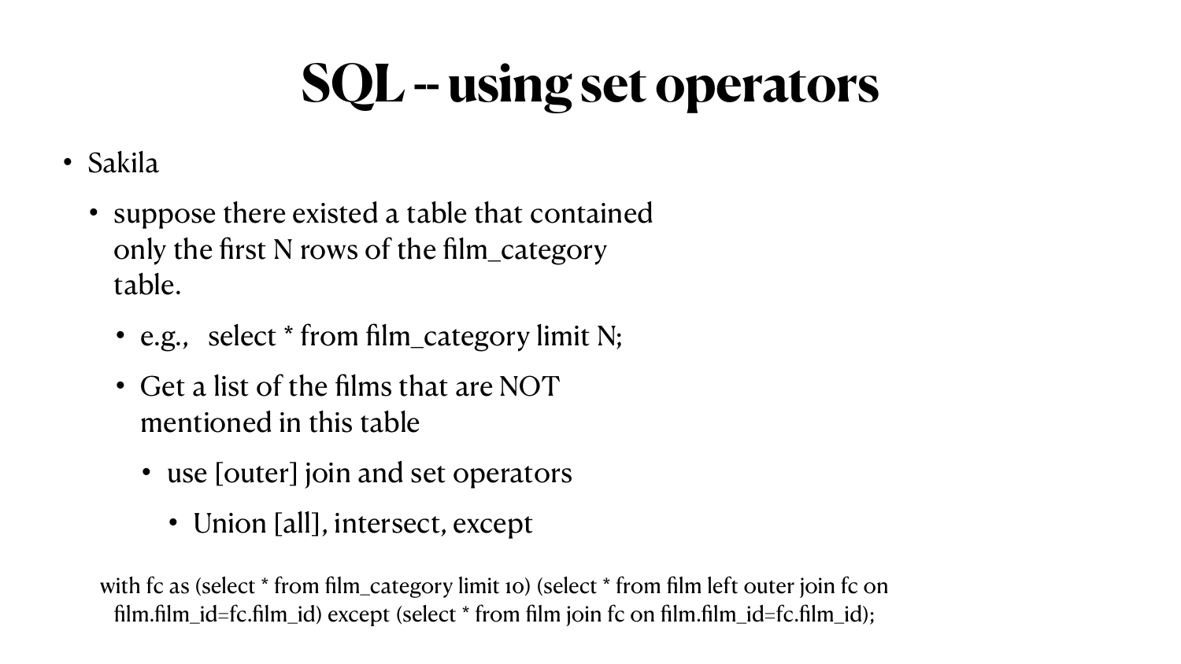# SQL -- using set operators

- Sakila
  - suppose there existed a table that contained only the first N rows of the film_category table.
    - e.g., select * from film_category limit N;
    - Get a list of the films that are NOT mentioned in this table
      - use [outer] join and set operators
        - Union [all], intersect, except

```
with fc as (select * from film_category limit 10) (select * from film left outer join fc on
film.film_id=fc.film_id) except (select * from film join fc on film.film_id=fc.film_id);
```